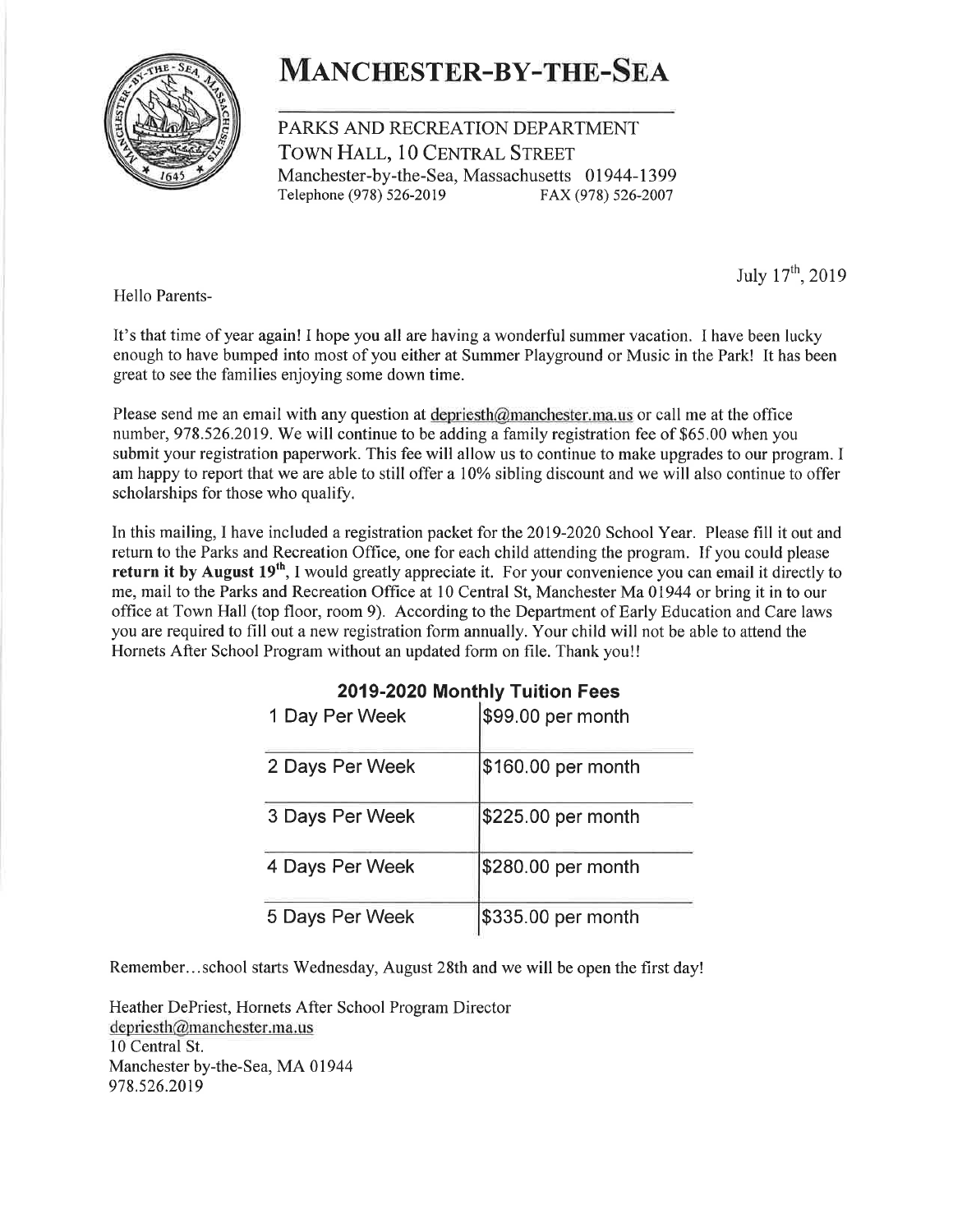# MANCHESTER-BY-THE-SEA

PARKS AND RECREATION DEPARTMENT
TOWN HALL, 10 CENTRAL STREET
Manchester-by-the-Sea, Massachusetts 01944-1399
Telephone (978) 526-2019 FAX (978) 526-2007

July 17th, 2019

Hello Parents-

It's that time of year again! I hope you all are having a wonderful summer vacation. I have been lucky enough to have bumped into most of you either at Summer Playground or Music in the Park! It has been great to see the families enjoying some down time.

Please send me an email with any question at depriesth@manchester.ma.us or call me at the office number, 978.526.2019. We will continue to be adding a family registration fee of $65.00 when you submit your registration paperwork. This fee will allow us to continue to make upgrades to our program. I am happy to report that we are able to still offer a 10% sibling discount and we will also continue to offer scholarships for those who qualify.

In this mailing, I have included a registration packet for the 2019-2020 School Year. Please fill it out and return to the Parks and Recreation Office, one for each child attending the program. If you could please **return it by August 19th**, I would greatly appreciate it. For your convenience you can email it directly to me, mail to the Parks and Recreation Office at 10 Central St, Manchester Ma 01944 or bring it in to our office at Town Hall (top floor, room 9). According to the Department of Early Education and Care laws you are required to fill out a new registration form annually. Your child will not be able to attend the Hornets After School Program without an updated form on file. Thank you!!

**2019-2020 Monthly Tuition Fees**

| | |
|---|---|
| 1 Day Per Week | $99.00 per month |
| 2 Days Per Week | $160.00 per month |
| 3 Days Per Week | $225.00 per month |
| 4 Days Per Week | $280.00 per month |
| 5 Days Per Week | $335.00 per month |

Remember…school starts Wednesday, August 28th and we will be open the first day!

Heather DePriest, Hornets After School Program Director
depriesth@manchester.ma.us
10 Central St.
Manchester by-the-Sea, MA 01944
978.526.2019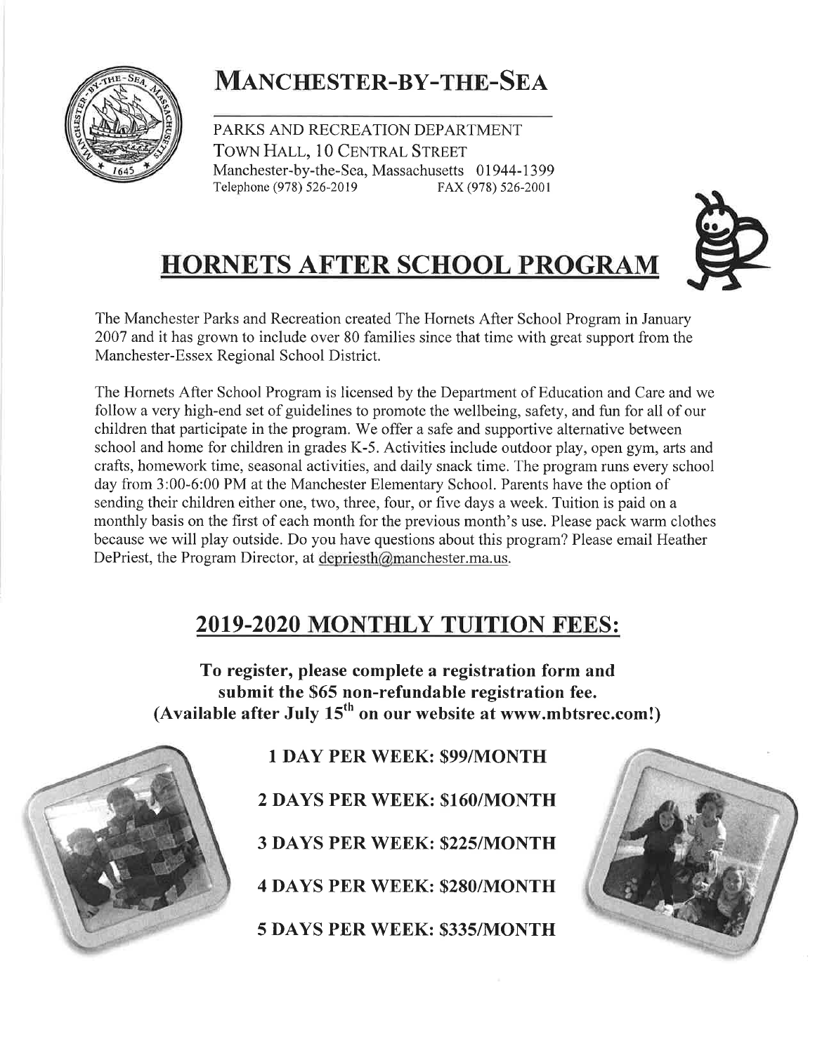# MANCHESTER-BY-THE-SEA

PARKS AND RECREATION DEPARTMENT
TOWN HALL, 10 CENTRAL STREET
Manchester-by-the-Sea, Massachusetts 01944-1399
Telephone (978) 526-2019 FAX (978) 526-2001

## HORNETS AFTER SCHOOL PROGRAM

The Manchester Parks and Recreation created The Hornets After School Program in January 2007 and it has grown to include over 80 families since that time with great support from the Manchester-Essex Regional School District.

The Hornets After School Program is licensed by the Department of Education and Care and we follow a very high-end set of guidelines to promote the wellbeing, safety, and fun for all of our children that participate in the program. We offer a safe and supportive alternative between school and home for children in grades K-5. Activities include outdoor play, open gym, arts and crafts, homework time, seasonal activities, and daily snack time. The program runs every school day from 3:00-6:00 PM at the Manchester Elementary School. Parents have the option of sending their children either one, two, three, four, or five days a week. Tuition is paid on a monthly basis on the first of each month for the previous month's use. Please pack warm clothes because we will play outside. Do you have questions about this program? Please email Heather DePriest, the Program Director, at depriesth@manchester.ma.us.

## 2019-2020 MONTHLY TUITION FEES:

**To register, please complete a registration form and submit the $65 non-refundable registration fee. (Available after July 15th on our website at www.mbtsrec.com!)**

**1 DAY PER WEEK: $99/MONTH**

**2 DAYS PER WEEK: $160/MONTH**

**3 DAYS PER WEEK: $225/MONTH**

**4 DAYS PER WEEK: $280/MONTH**

**5 DAYS PER WEEK: $335/MONTH**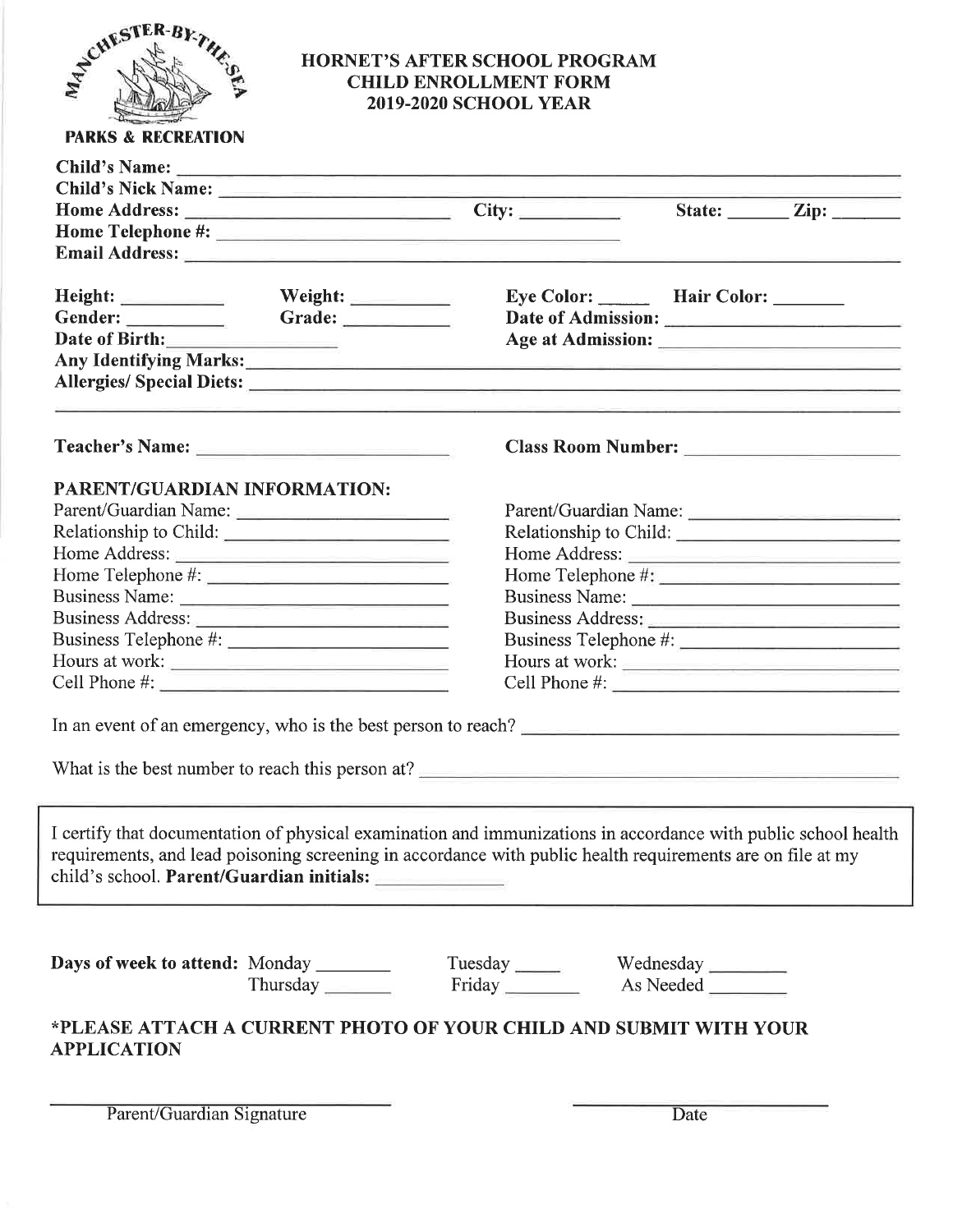MANCHESTER-BY-THE-SEA
PARKS & RECREATION

# HORNET'S AFTER SCHOOL PROGRAM
## CHILD ENROLLMENT FORM
## 2019-2020 SCHOOL YEAR

**Child's Name:** ______________________________________________

**Child's Nick Name:** ______________________________________________

**Home Address:** ____________________ **City:** __________ **State:** ______ **Zip:** _______

**Home Telephone #:** ______________________________

**Email Address:** ______________________________________________

**Height:** __________ **Weight:** __________ **Eye Color:** _____ **Hair Color:** _______

**Gender:** __________ **Grade:** __________ **Date of Admission:** ____________________

**Date of Birth:** ______________ **Age at Admission:** ____________________

**Any Identifying Marks:** ______________________________________________

**Allergies/ Special Diets:** ______________________________________________

______________________________________________

**Teacher's Name:** ____________________ **Class Room Number:** ____________________

**PARENT/GUARDIAN INFORMATION:**

| | |
|---|---|
| Parent/Guardian Name: ____________________ | Parent/Guardian Name: ____________________ |
| Relationship to Child: ____________________ | Relationship to Child: ____________________ |
| Home Address: ____________________ | Home Address: ____________________ |
| Home Telephone #: ____________________ | Home Telephone #: ____________________ |
| Business Name: ____________________ | Business Name: ____________________ |
| Business Address: ____________________ | Business Address: ____________________ |
| Business Telephone #: ____________________ | Business Telephone #: ____________________ |
| Hours at work: ____________________ | Hours at work: ____________________ |
| Cell Phone #: ____________________ | Cell Phone #: ____________________ |

In an event of an emergency, who is the best person to reach? ______________________________

What is the best number to reach this person at? ______________________________

I certify that documentation of physical examination and immunizations in accordance with public school health requirements, and lead poisoning screening in accordance with public health requirements are on file at my child's school. **Parent/Guardian initials:** __________

**Days of week to attend:** Monday _______ Tuesday _____ Wednesday _______

Thursday _______ Friday _______ As Needed _______

**\*PLEASE ATTACH A CURRENT PHOTO OF YOUR CHILD AND SUBMIT WITH YOUR APPLICATION**

______________________________ ______________________
Parent/Guardian Signature Date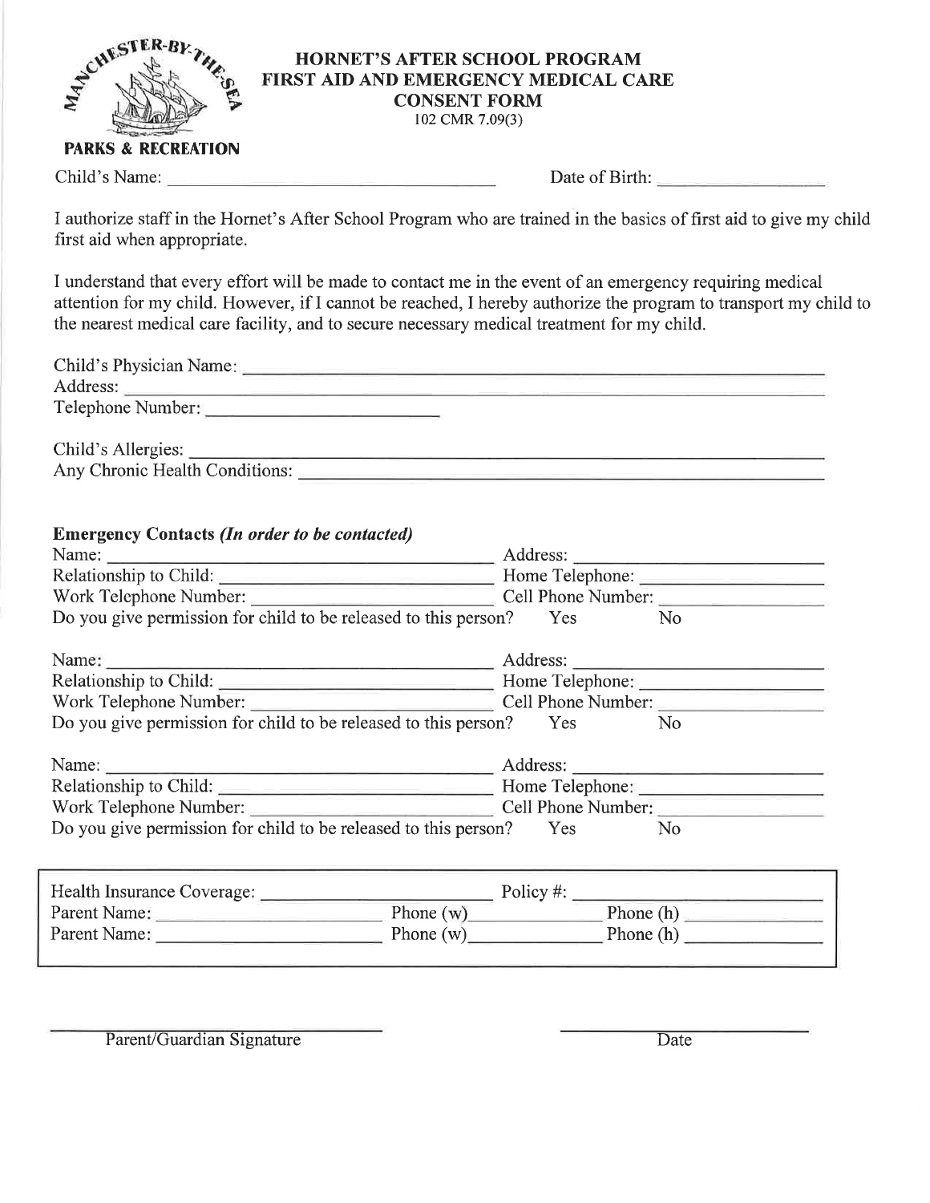MANCHESTER-BY-THE-SEA
PARKS & RECREATION

# HORNET'S AFTER SCHOOL PROGRAM
## FIRST AID AND EMERGENCY MEDICAL CARE
## CONSENT FORM
102 CMR 7.09(3)

Child's Name: ______________________________ Date of Birth: ________________

I authorize staff in the Hornet's After School Program who are trained in the basics of first aid to give my child first aid when appropriate.

I understand that every effort will be made to contact me in the event of an emergency requiring medical attention for my child. However, if I cannot be reached, I hereby authorize the program to transport my child to the nearest medical care facility, and to secure necessary medical treatment for my child.

Child's Physician Name: ______________________________________________

Address: ______________________________________________

Telephone Number: ______________________

Child's Allergies: ______________________________________________

Any Chronic Health Conditions: ______________________________________________

**Emergency Contacts *(In order to be contacted)***

Name: ______________________________ Address: ______________________

Relationship to Child: ______________________ Home Telephone: ________________

Work Telephone Number: ______________________ Cell Phone Number: ________________

Do you give permission for child to be released to this person? Yes No

Name: ______________________________ Address: ______________________

Relationship to Child: ______________________ Home Telephone: ________________

Work Telephone Number: ______________________ Cell Phone Number: ________________

Do you give permission for child to be released to this person? Yes No

Name: ______________________________ Address: ______________________

Relationship to Child: ______________________ Home Telephone: ________________

Work Telephone Number: ______________________ Cell Phone Number: ________________

Do you give permission for child to be released to this person? Yes No

Health Insurance Coverage: ______________________ Policy #: ______________________

Parent Name: ____________________ Phone (w) ____________ Phone (h) ____________

Parent Name: ____________________ Phone (w) ____________ Phone (h) ____________

______________________________ ______________________

Parent/Guardian Signature Date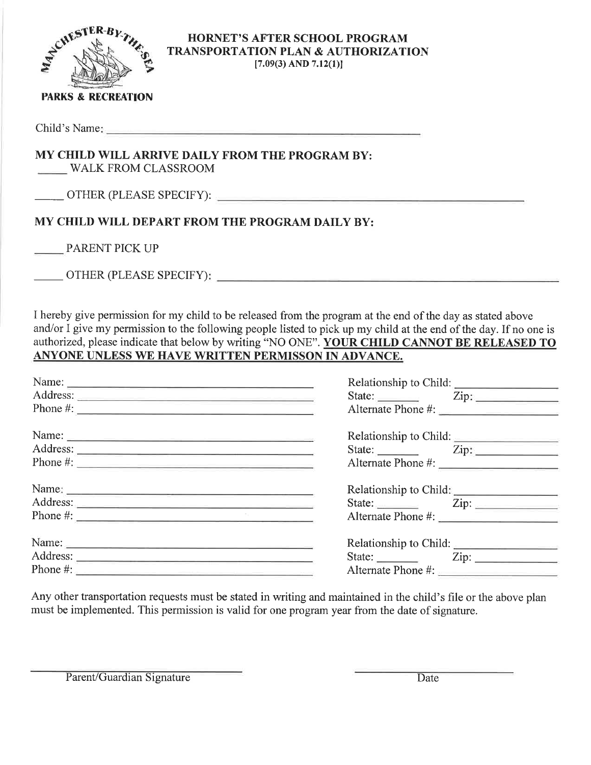MANCHESTER-BY-THE-SEA
PARKS & RECREATION

# HORNET'S AFTER SCHOOL PROGRAM
# TRANSPORTATION PLAN & AUTHORIZATION
[7.09(3) AND 7.12(1)]

Child's Name: ______________________________________________

## MY CHILD WILL ARRIVE DAILY FROM THE PROGRAM BY:

_____ WALK FROM CLASSROOM

_____ OTHER (PLEASE SPECIFY): ______________________________________________

## MY CHILD WILL DEPART FROM THE PROGRAM DAILY BY:

_____ PARENT PICK UP

_____ OTHER (PLEASE SPECIFY): ______________________________________________

I hereby give permission for my child to be released from the program at the end of the day as stated above and/or I give my permission to the following people listed to pick up my child at the end of the day. If no one is authorized, please indicate that below by writing "NO ONE". **YOUR CHILD CANNOT BE RELEASED TO ANYONE UNLESS WE HAVE WRITTEN PERMISSON IN ADVANCE.**

Name: ______________________________ Relationship to Child: ______________
Address: ______________________________ State: _______ Zip: ___________
Phone #: ______________________________ Alternate Phone #: ______________

Name: ______________________________ Relationship to Child: ______________
Address: ______________________________ State: _______ Zip: ___________
Phone #: ______________________________ Alternate Phone #: ______________

Name: ______________________________ Relationship to Child: ______________
Address: ______________________________ State: _______ Zip: ___________
Phone #: ______________________________ Alternate Phone #: ______________

Name: ______________________________ Relationship to Child: ______________
Address: ______________________________ State: _______ Zip: ___________
Phone #: ______________________________ Alternate Phone #: ______________

Any other transportation requests must be stated in writing and maintained in the child's file or the above plan must be implemented. This permission is valid for one program year from the date of signature.

______________________________ ______________________
Parent/Guardian Signature Date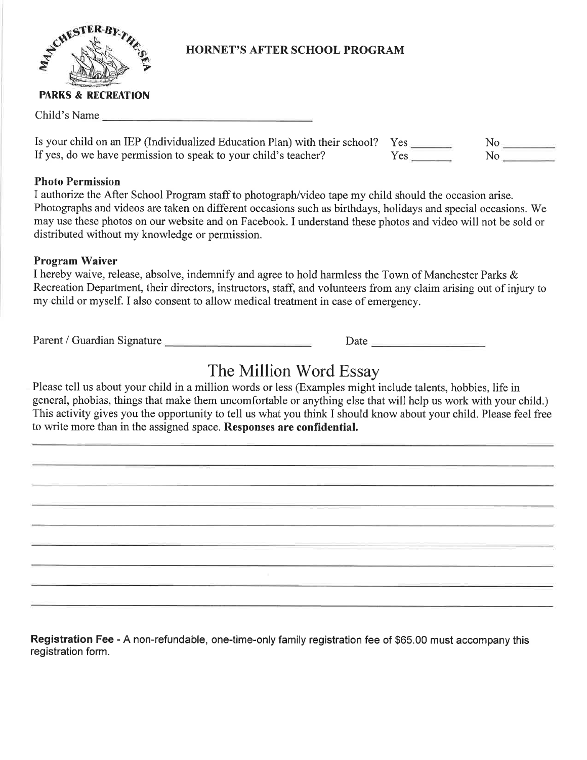**PARKS & RECREATION**

**HORNET'S AFTER SCHOOL PROGRAM**

Child's Name ___________________________________

Is your child on an IEP (Individualized Education Plan) with their school? Yes _______ No _________

If yes, do we have permission to speak to your child's teacher? Yes _______ No _________

**Photo Permission**

I authorize the After School Program staff to photograph/video tape my child should the occasion arise. Photographs and videos are taken on different occasions such as birthdays, holidays and special occasions. We may use these photos on our website and on Facebook. I understand these photos and video will not be sold or distributed without my knowledge or permission.

**Program Waiver**

I hereby waive, release, absolve, indemnify and agree to hold harmless the Town of Manchester Parks & Recreation Department, their directors, instructors, staff, and volunteers from any claim arising out of injury to my child or myself. I also consent to allow medical treatment in case of emergency.

Parent / Guardian Signature _________________________ Date ___________________

# The Million Word Essay

Please tell us about your child in a million words or less (Examples might include talents, hobbies, life in general, phobias, things that make them uncomfortable or anything else that will help us work with your child.) This activity gives you the opportunity to tell us what you think I should know about your child. Please feel free to write more than in the assigned space. **Responses are confidential.**

______________________________________________________________________________

______________________________________________________________________________

______________________________________________________________________________

______________________________________________________________________________

______________________________________________________________________________

______________________________________________________________________________

______________________________________________________________________________

______________________________________________________________________________

______________________________________________________________________________

**Registration Fee** - A non-refundable, one-time-only family registration fee of $65.00 must accompany this registration form.